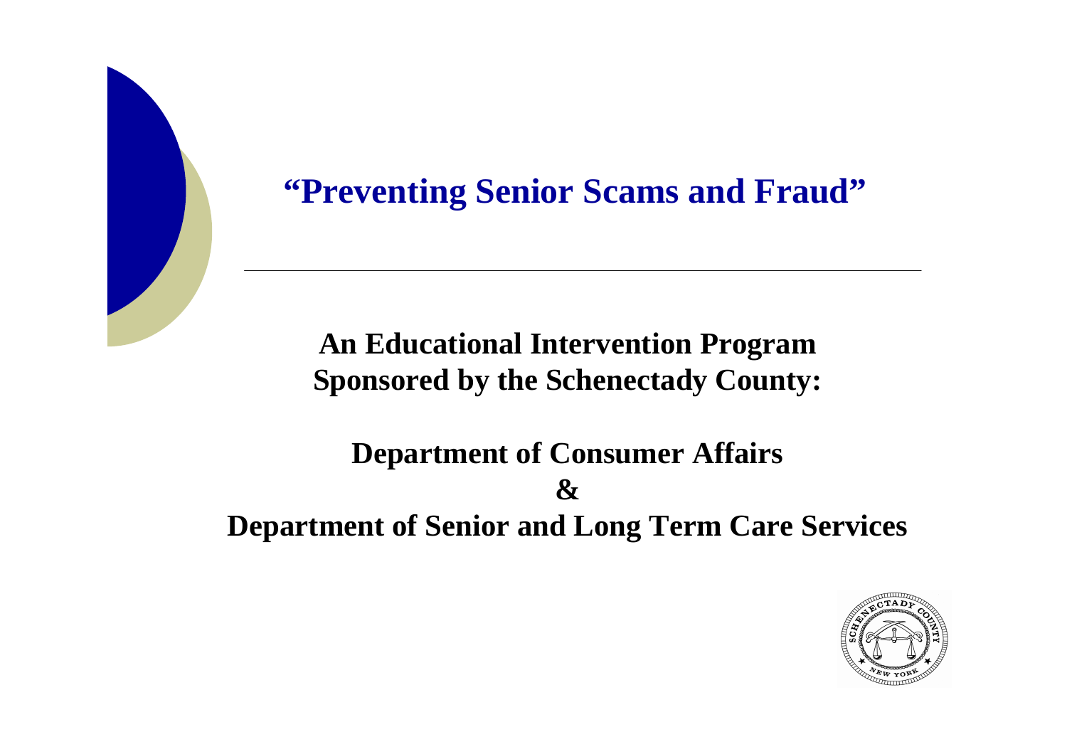# "Preventing Senior Scams and Fraud"

---

**An Educational Intervention Program**
**Sponsored by the Schenectady County:**

**Department of Consumer Affairs**
**&**
**Department of Senior and Long Term Care Services**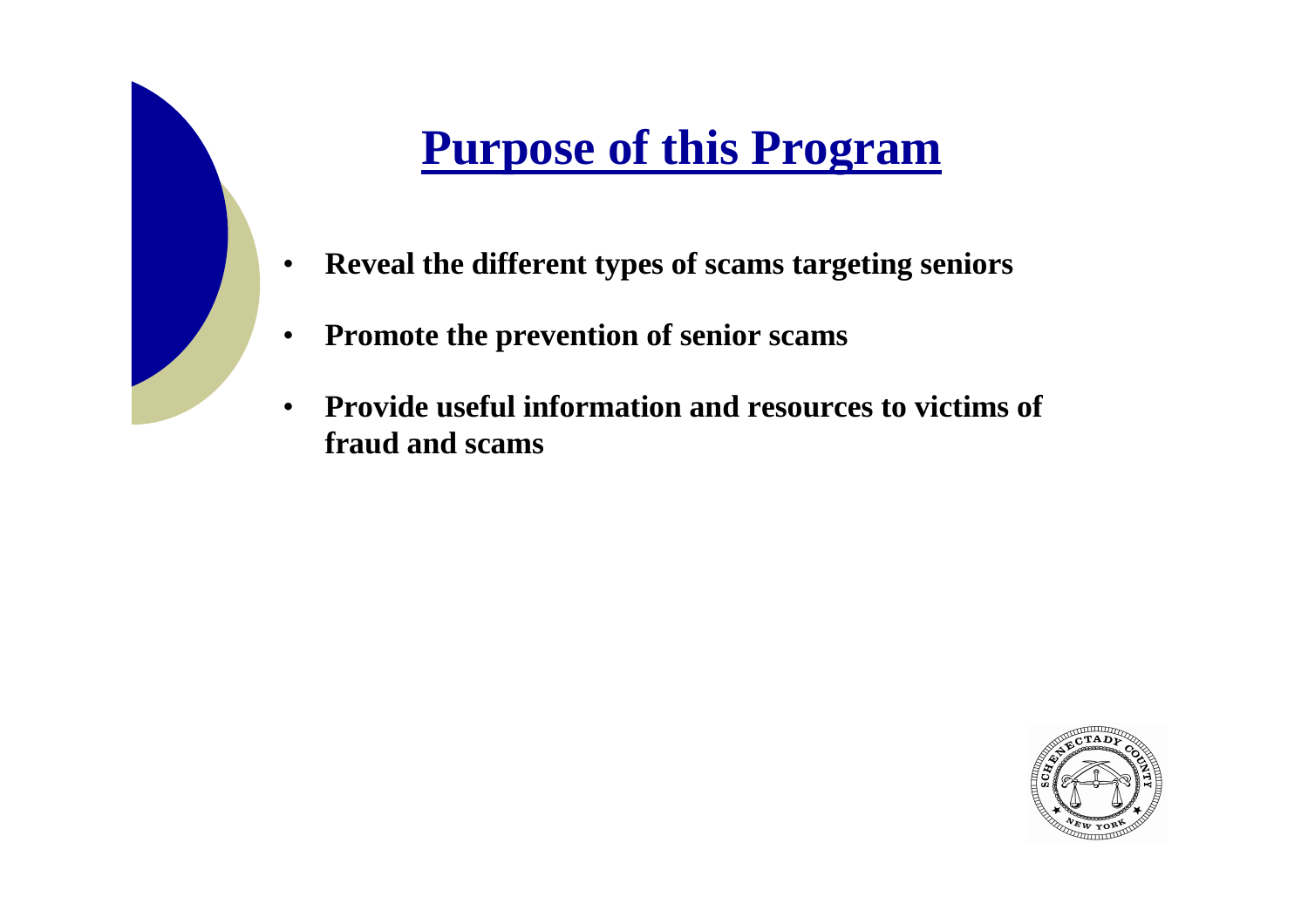# Purpose of this Program

- **Reveal the different types of scams targeting seniors**
- **Promote the prevention of senior scams**
- **Provide useful information and resources to victims of fraud and scams**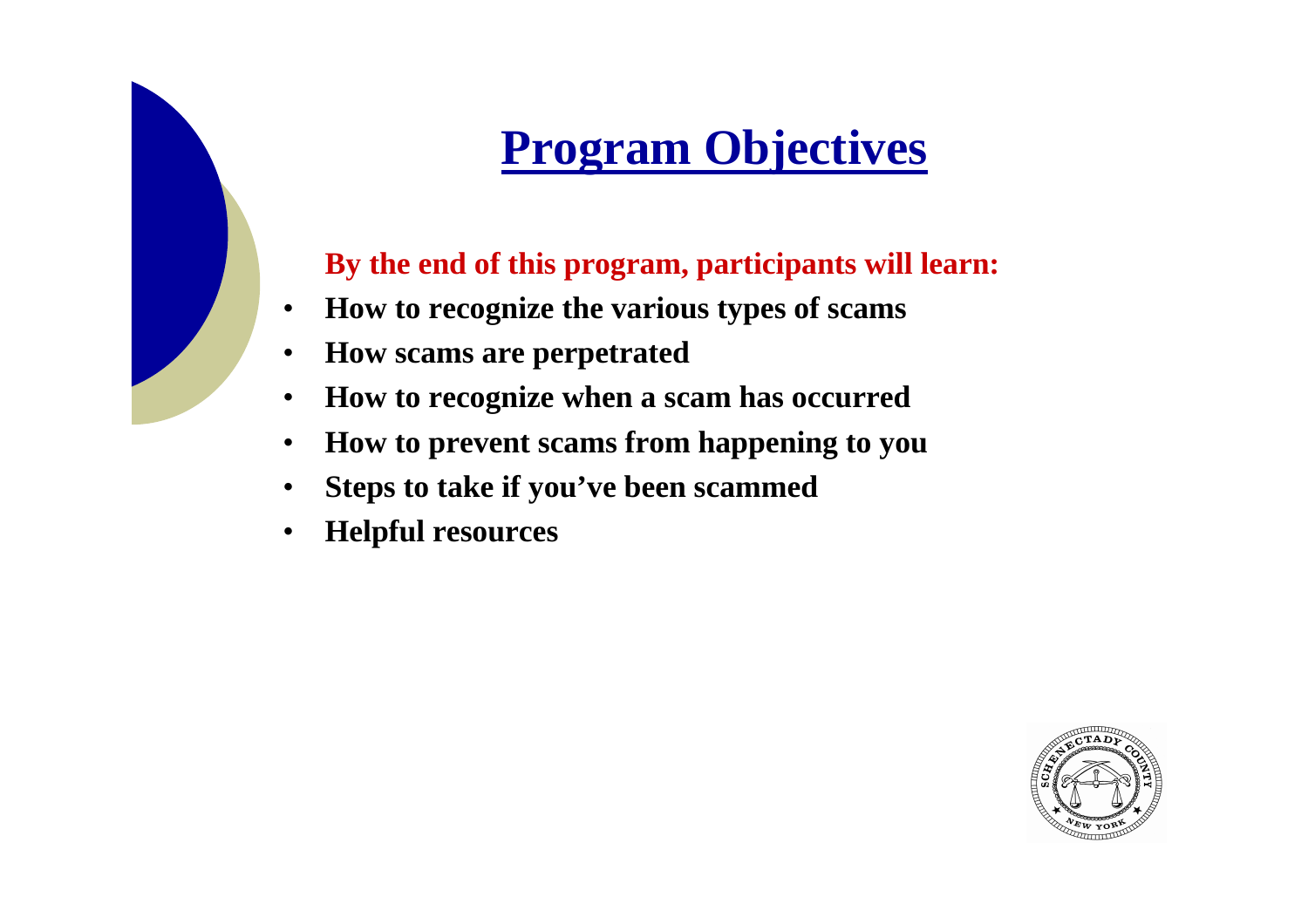# Program Objectives

**By the end of this program, participants will learn:**

- **How to recognize the various types of scams**
- **How scams are perpetrated**
- **How to recognize when a scam has occurred**
- **How to prevent scams from happening to you**
- **Steps to take if you've been scammed**
- **Helpful resources**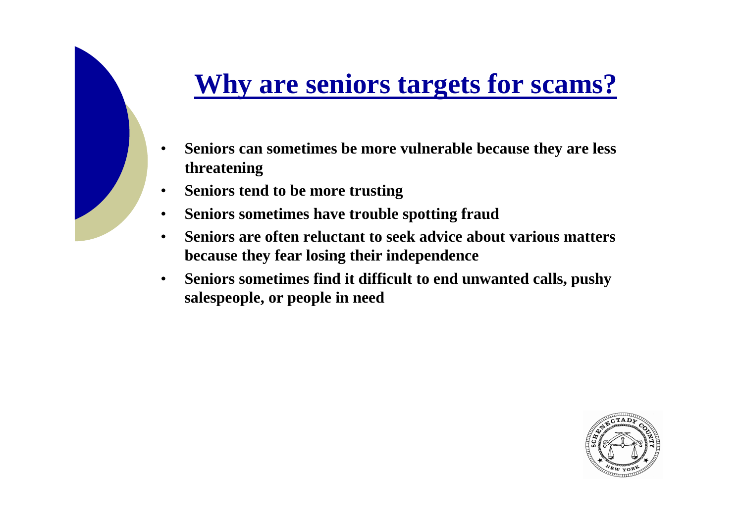# Why are seniors targets for scams?

- **Seniors can sometimes be more vulnerable because they are less threatening**
- **Seniors tend to be more trusting**
- **Seniors sometimes have trouble spotting fraud**
- **Seniors are often reluctant to seek advice about various matters because they fear losing their independence**
- **Seniors sometimes find it difficult to end unwanted calls, pushy salespeople, or people in need**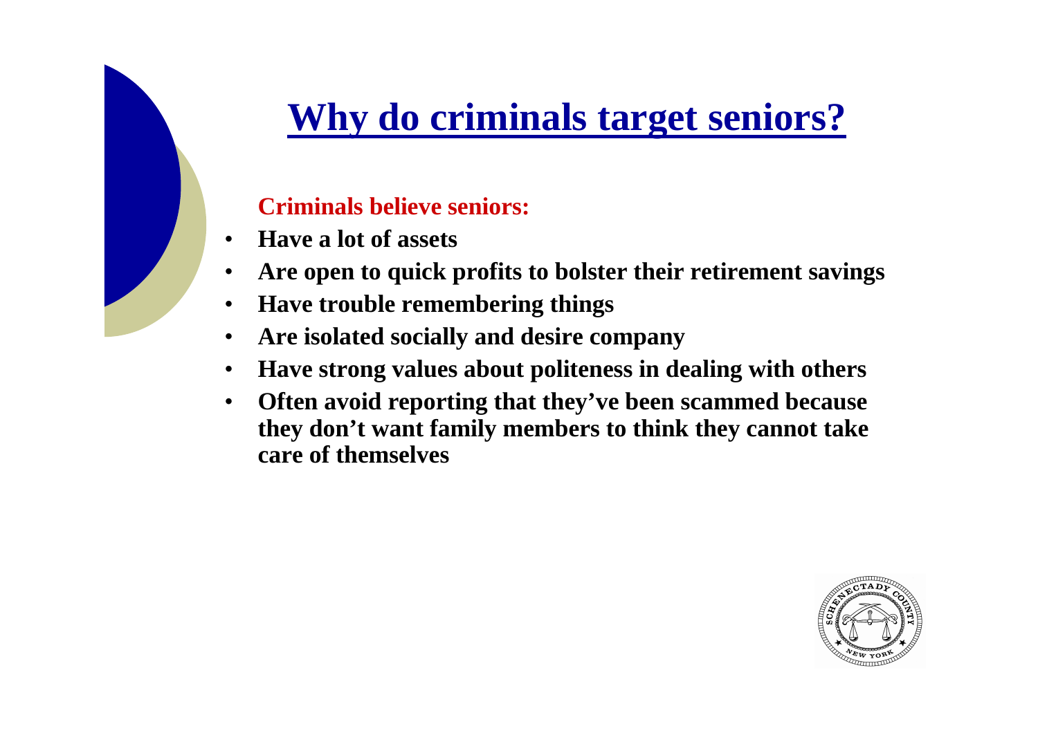# Why do criminals target seniors?

**Criminals believe seniors:**

- **Have a lot of assets**
- **Are open to quick profits to bolster their retirement savings**
- **Have trouble remembering things**
- **Are isolated socially and desire company**
- **Have strong values about politeness in dealing with others**
- **Often avoid reporting that they've been scammed because they don't want family members to think they cannot take care of themselves**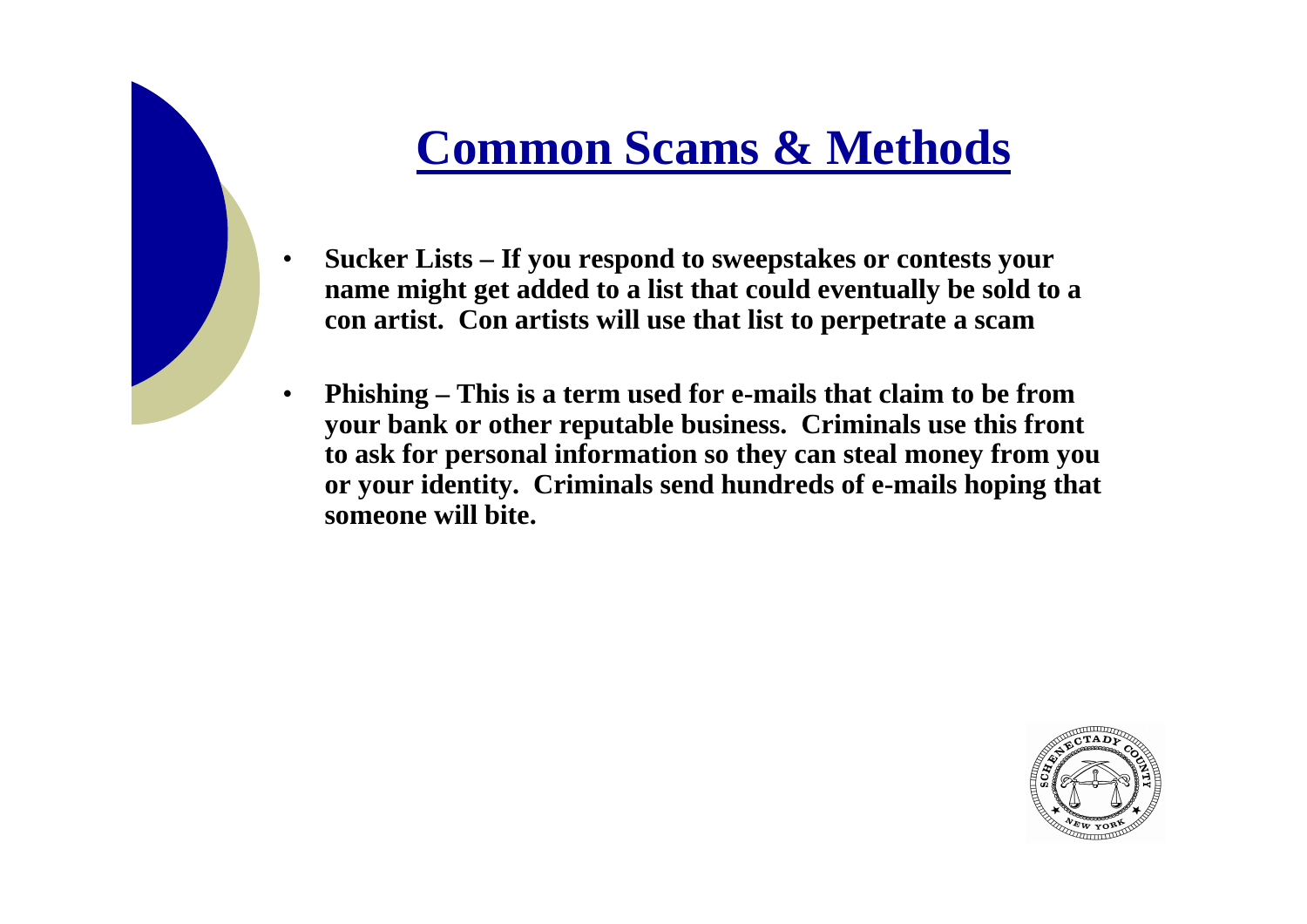# Common Scams & Methods

- **Sucker Lists – If you respond to sweepstakes or contests your name might get added to a list that could eventually be sold to a con artist. Con artists will use that list to perpetrate a scam**
- **Phishing – This is a term used for e-mails that claim to be from your bank or other reputable business. Criminals use this front to ask for personal information so they can steal money from you or your identity. Criminals send hundreds of e-mails hoping that someone will bite.**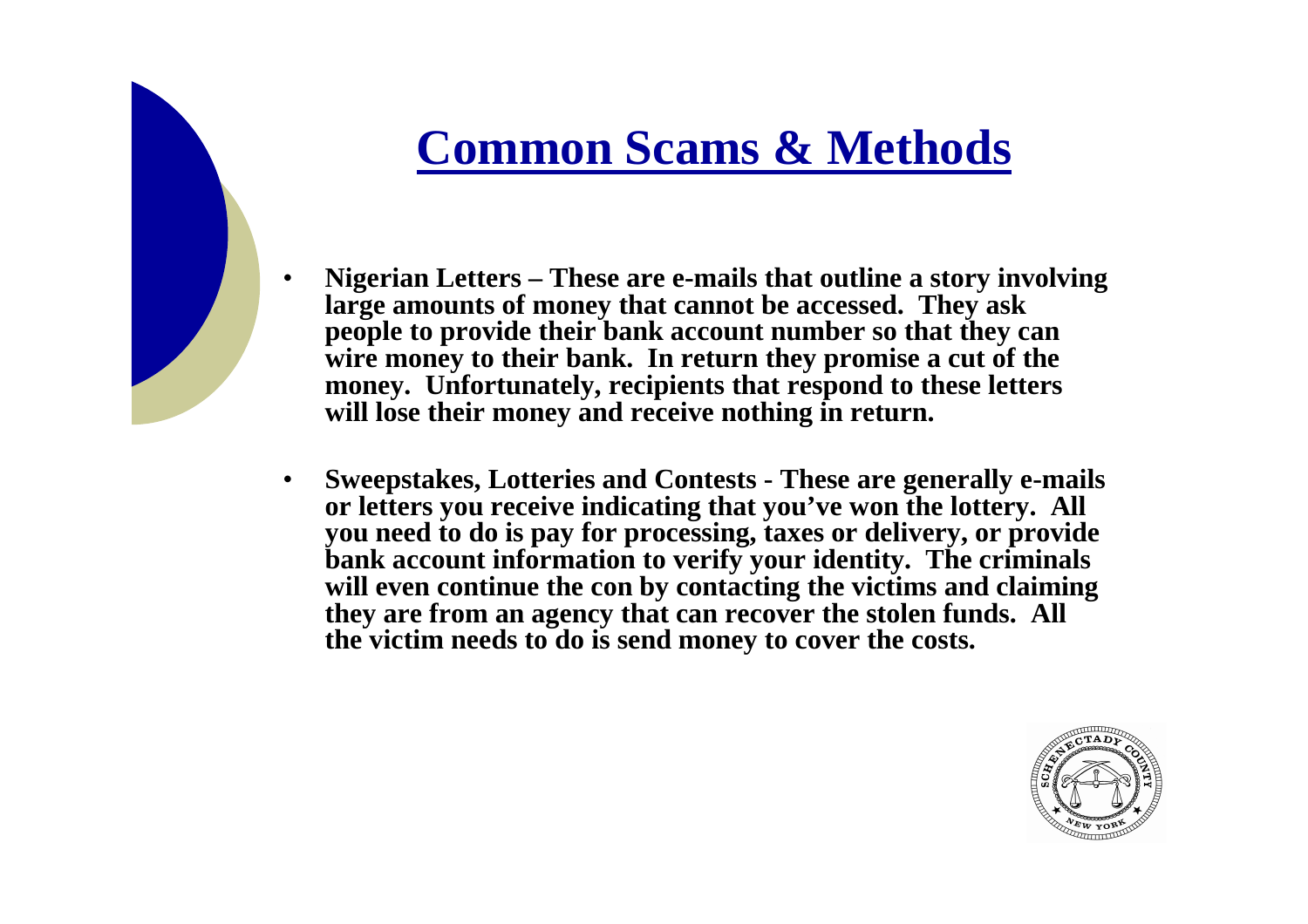# Common Scams & Methods

- **Nigerian Letters – These are e-mails that outline a story involving large amounts of money that cannot be accessed. They ask people to provide their bank account number so that they can wire money to their bank. In return they promise a cut of the money. Unfortunately, recipients that respond to these letters will lose their money and receive nothing in return.**

- **Sweepstakes, Lotteries and Contests - These are generally e-mails or letters you receive indicating that you've won the lottery. All you need to do is pay for processing, taxes or delivery, or provide bank account information to verify your identity. The criminals will even continue the con by contacting the victims and claiming they are from an agency that can recover the stolen funds. All the victim needs to do is send money to cover the costs.**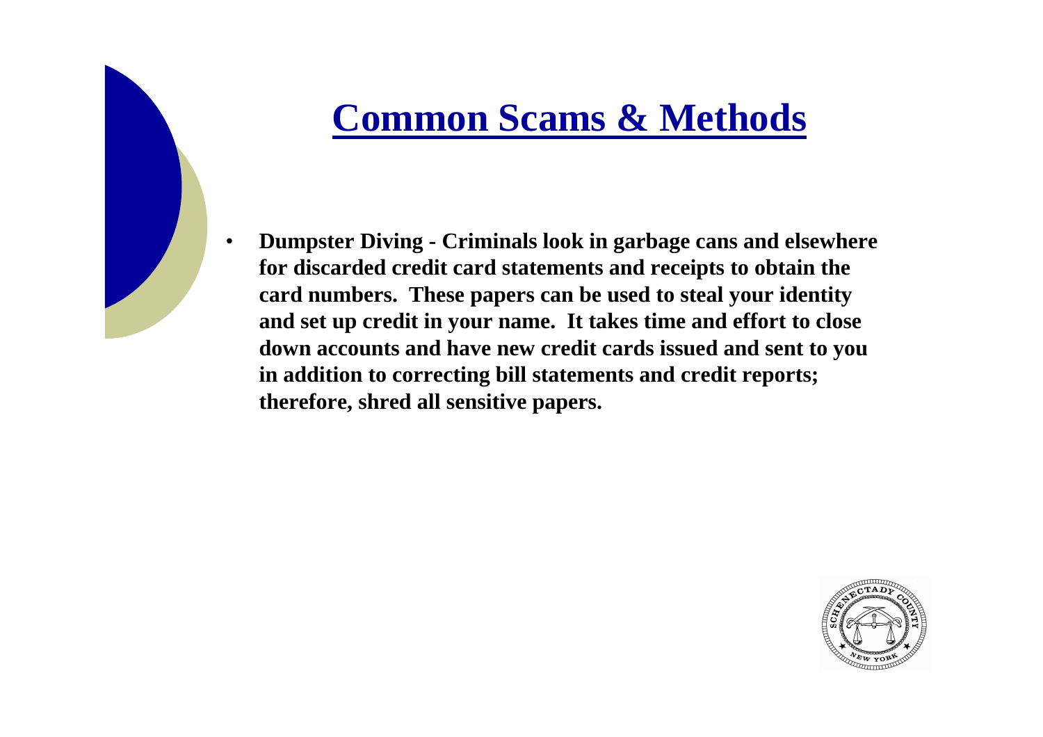# Common Scams & Methods

- **Dumpster Diving - Criminals look in garbage cans and elsewhere for discarded credit card statements and receipts to obtain the card numbers. These papers can be used to steal your identity and set up credit in your name. It takes time and effort to close down accounts and have new credit cards issued and sent to you in addition to correcting bill statements and credit reports; therefore, shred all sensitive papers.**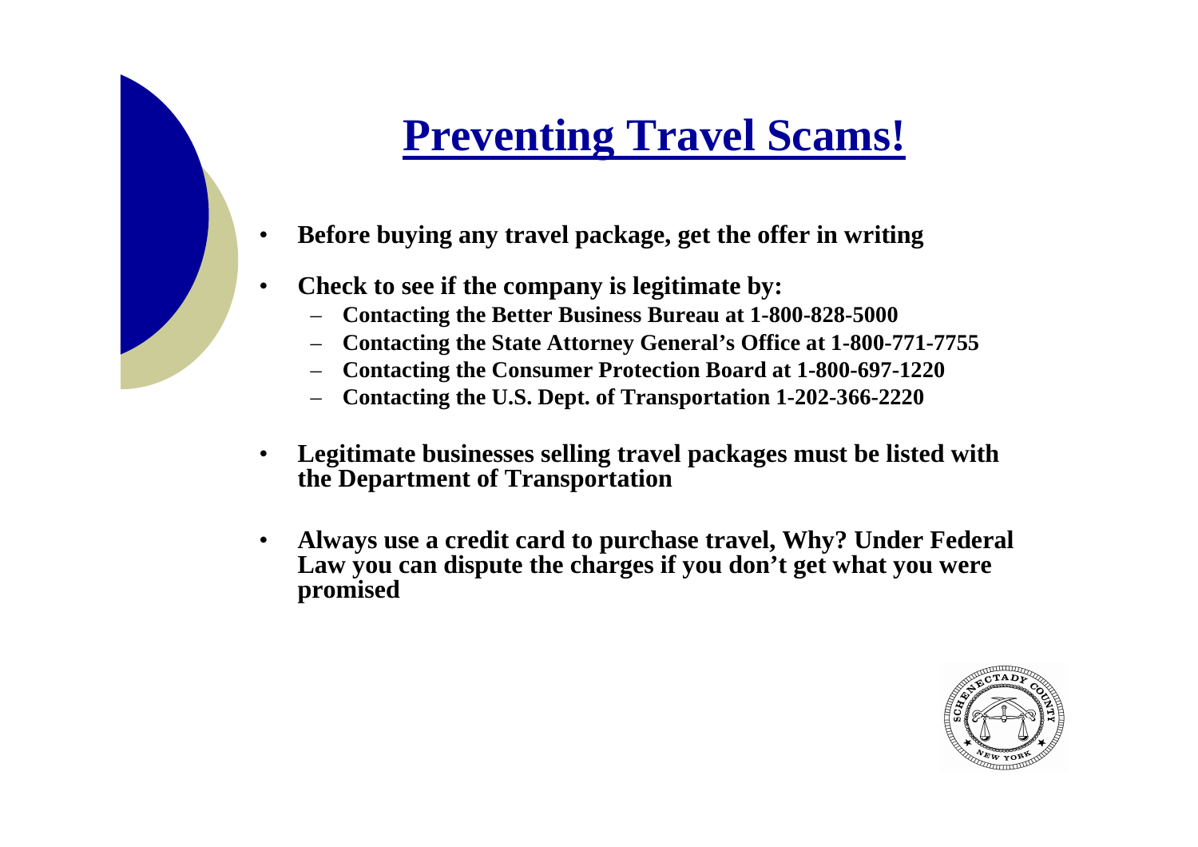# Preventing Travel Scams!

- **Before buying any travel package, get the offer in writing**
- **Check to see if the company is legitimate by:**
  - **Contacting the Better Business Bureau at 1-800-828-5000**
  - **Contacting the State Attorney General's Office at 1-800-771-7755**
  - **Contacting the Consumer Protection Board at 1-800-697-1220**
  - **Contacting the U.S. Dept. of Transportation 1-202-366-2220**
- **Legitimate businesses selling travel packages must be listed with the Department of Transportation**
- **Always use a credit card to purchase travel, Why? Under Federal Law you can dispute the charges if you don't get what you were promised**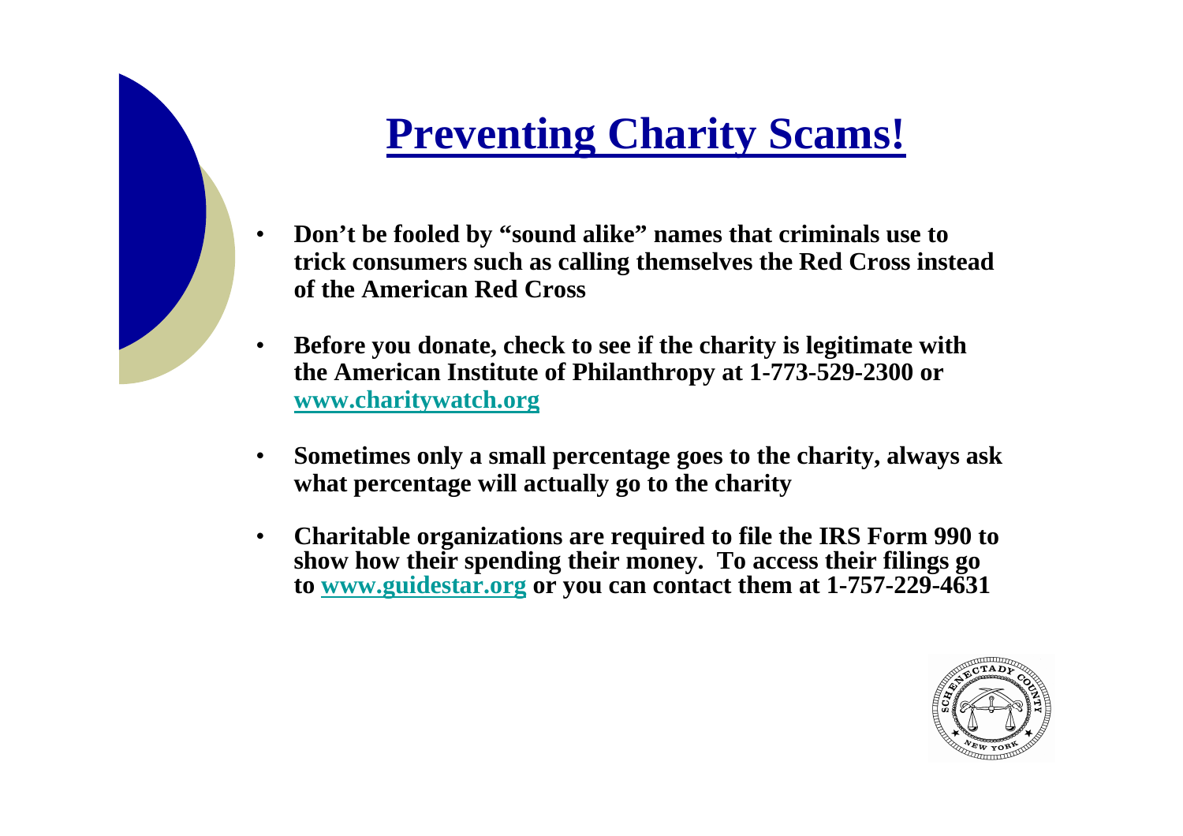# Preventing Charity Scams!

- **Don't be fooled by "sound alike" names that criminals use to trick consumers such as calling themselves the Red Cross instead of the American Red Cross**
- **Before you donate, check to see if the charity is legitimate with the American Institute of Philanthropy at 1-773-529-2300 or [www.charitywatch.org](http://www.charitywatch.org)**
- **Sometimes only a small percentage goes to the charity, always ask what percentage will actually go to the charity**
- **Charitable organizations are required to file the IRS Form 990 to show how their spending their money. To access their filings go to [www.guidestar.org](http://www.guidestar.org) or you can contact them at 1-757-229-4631**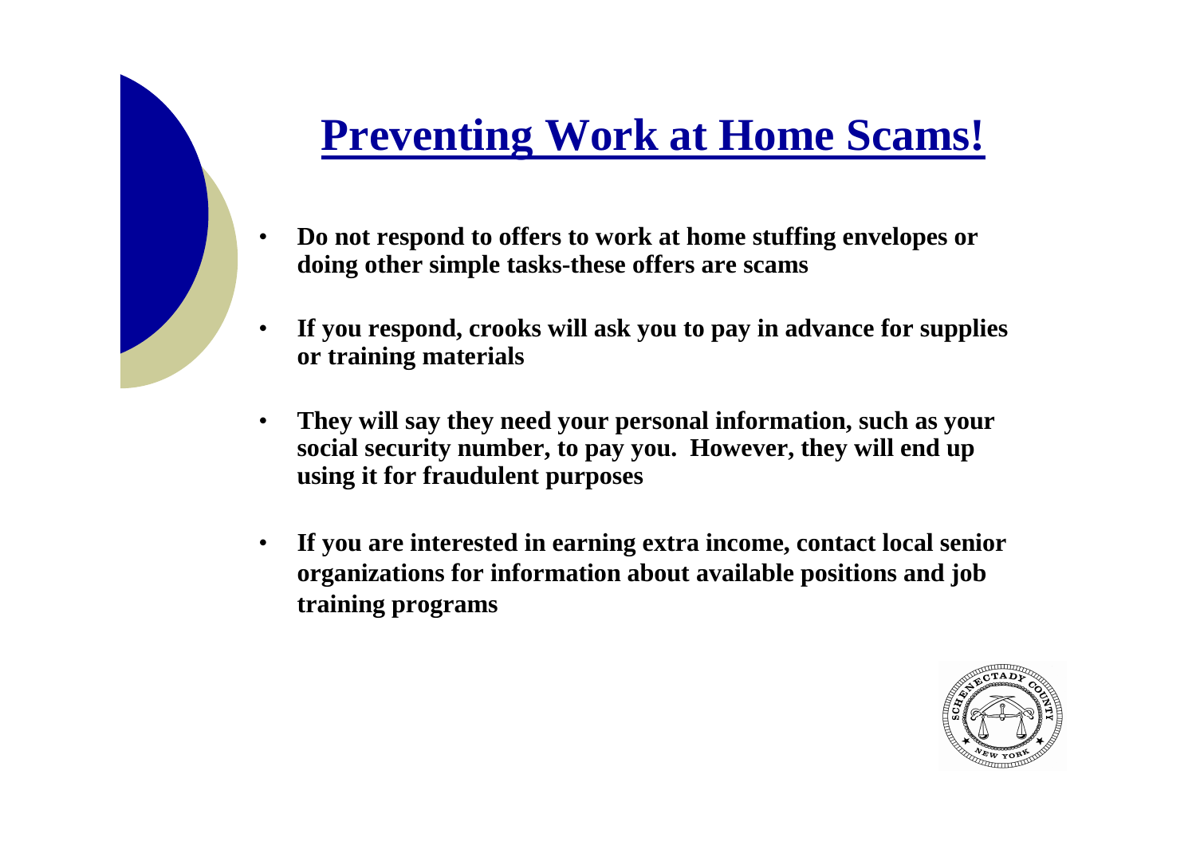# Preventing Work at Home Scams!

- **Do not respond to offers to work at home stuffing envelopes or doing other simple tasks-these offers are scams**
- **If you respond, crooks will ask you to pay in advance for supplies or training materials**
- **They will say they need your personal information, such as your social security number, to pay you. However, they will end up using it for fraudulent purposes**
- **If you are interested in earning extra income, contact local senior organizations for information about available positions and job training programs**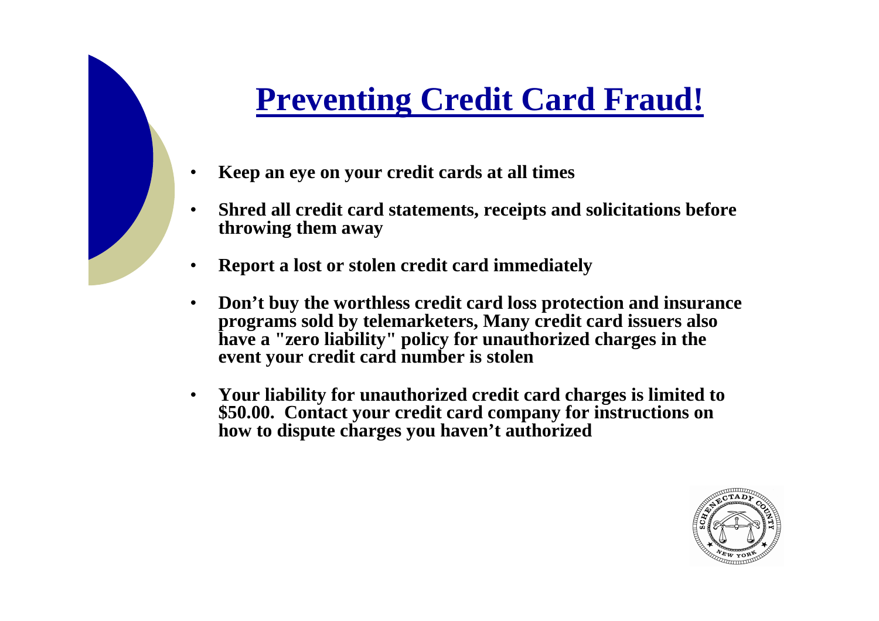# Preventing Credit Card Fraud!

- **Keep an eye on your credit cards at all times**
- **Shred all credit card statements, receipts and solicitations before throwing them away**
- **Report a lost or stolen credit card immediately**
- **Don't buy the worthless credit card loss protection and insurance programs sold by telemarketers, Many credit card issuers also have a "zero liability" policy for unauthorized charges in the event your credit card number is stolen**
- **Your liability for unauthorized credit card charges is limited to $50.00. Contact your credit card company for instructions on how to dispute charges you haven't authorized**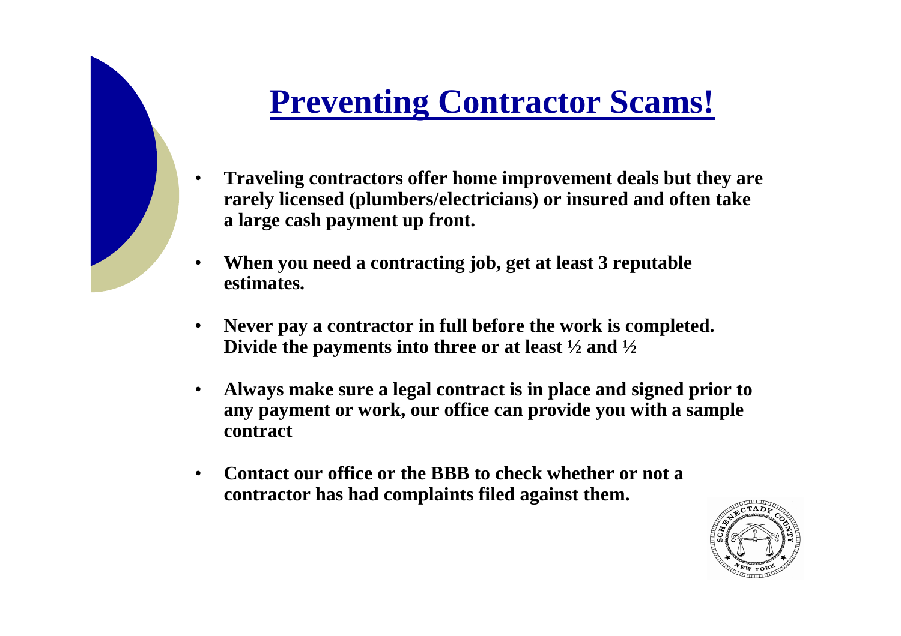# Preventing Contractor Scams!

- **Traveling contractors offer home improvement deals but they are rarely licensed (plumbers/electricians) or insured and often take a large cash payment up front.**
- **When you need a contracting job, get at least 3 reputable estimates.**
- **Never pay a contractor in full before the work is completed. Divide the payments into three or at least ½ and ½**
- **Always make sure a legal contract is in place and signed prior to any payment or work, our office can provide you with a sample contract**
- **Contact our office or the BBB to check whether or not a contractor has had complaints filed against them.**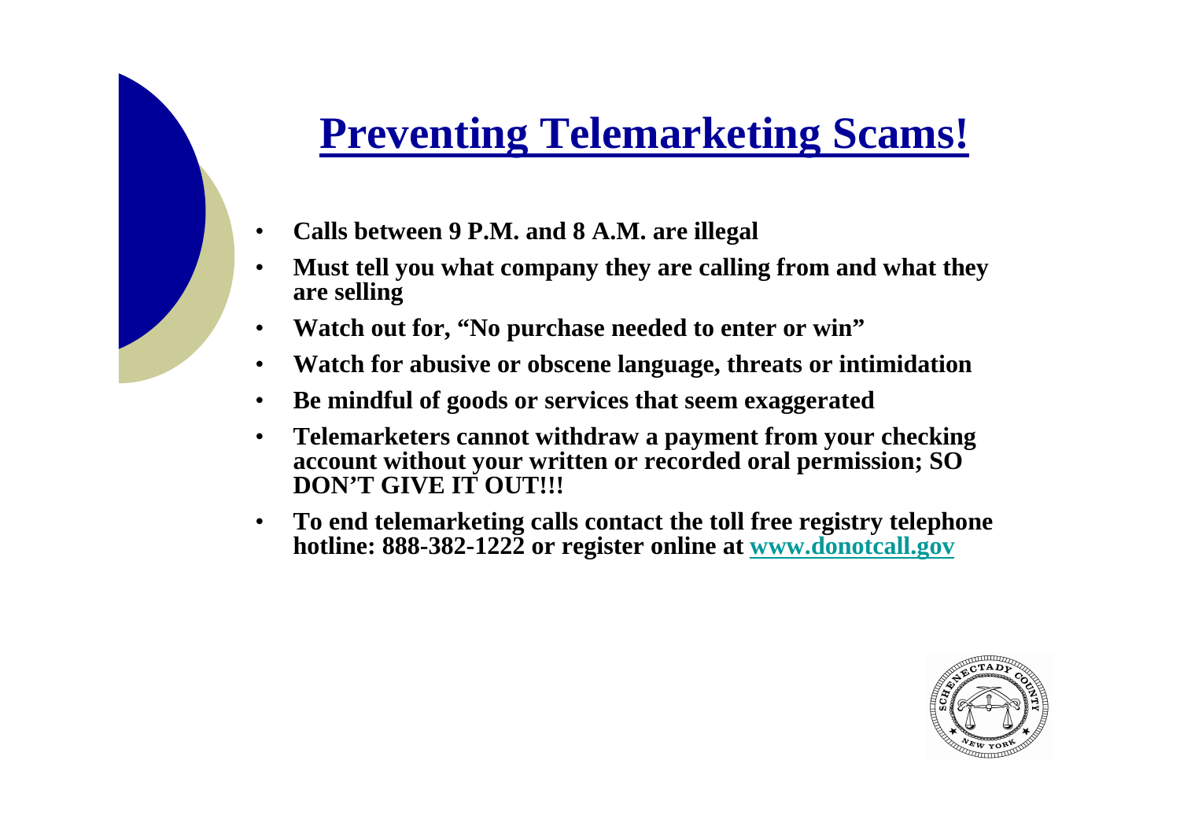# Preventing Telemarketing Scams!

- **Calls between 9 P.M. and 8 A.M. are illegal**
- **Must tell you what company they are calling from and what they are selling**
- **Watch out for, "No purchase needed to enter or win"**
- **Watch for abusive or obscene language, threats or intimidation**
- **Be mindful of goods or services that seem exaggerated**
- **Telemarketers cannot withdraw a payment from your checking account without your written or recorded oral permission; SO DON'T GIVE IT OUT!!!**
- **To end telemarketing calls contact the toll free registry telephone hotline: 888-382-1222 or register online at www.donotcall.gov**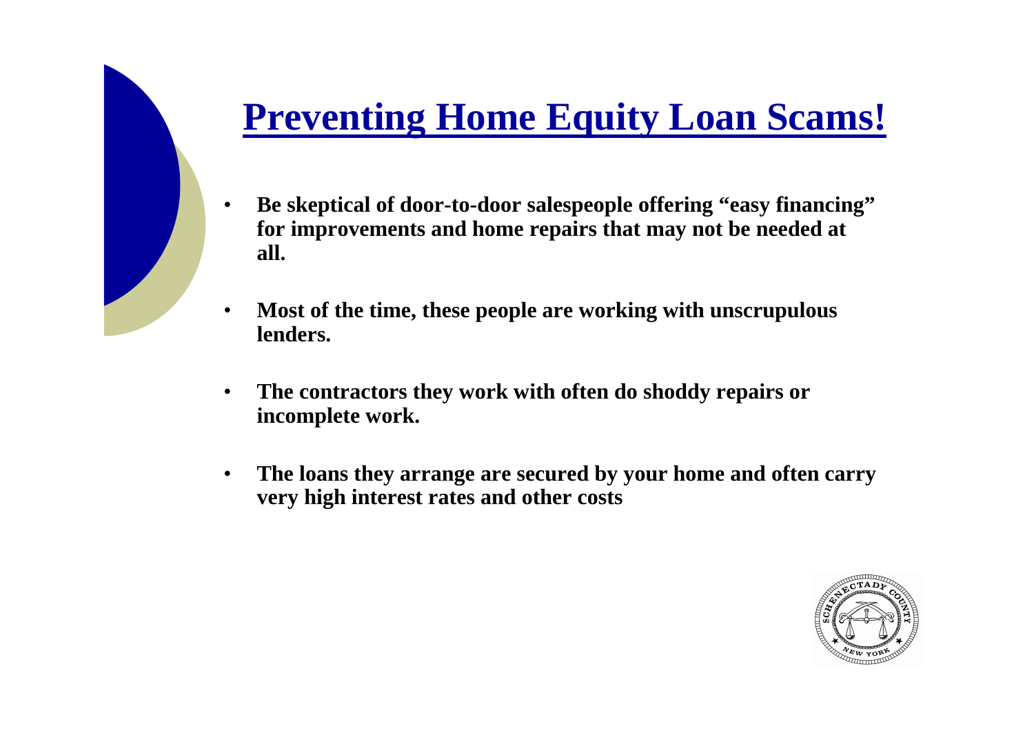# Preventing Home Equity Loan Scams!

- **Be skeptical of door-to-door salespeople offering "easy financing" for improvements and home repairs that may not be needed at all.**
- **Most of the time, these people are working with unscrupulous lenders.**
- **The contractors they work with often do shoddy repairs or incomplete work.**
- **The loans they arrange are secured by your home and often carry very high interest rates and other costs**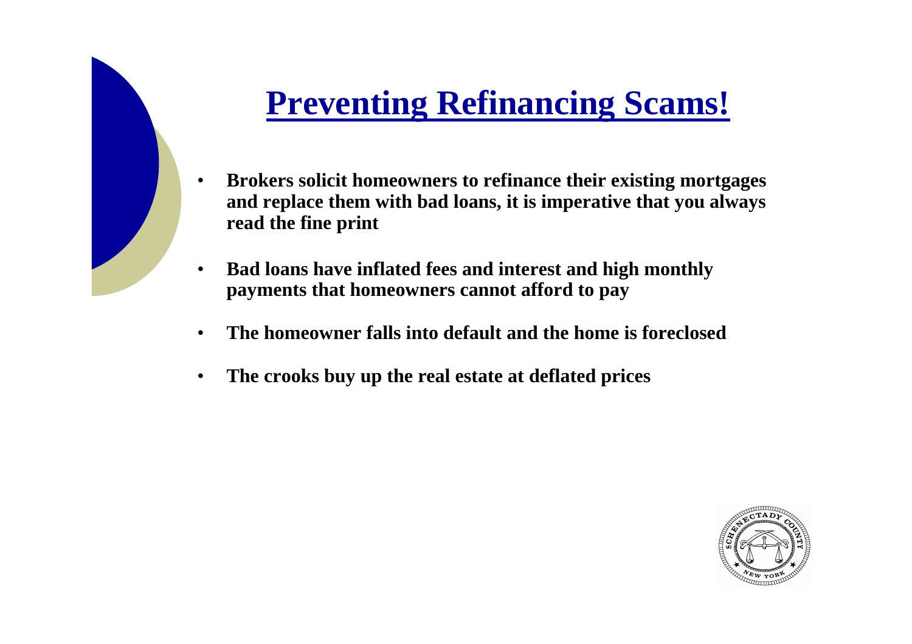# Preventing Refinancing Scams!

- **Brokers solicit homeowners to refinance their existing mortgages and replace them with bad loans, it is imperative that you always read the fine print**
- **Bad loans have inflated fees and interest and high monthly payments that homeowners cannot afford to pay**
- **The homeowner falls into default and the home is foreclosed**
- **The crooks buy up the real estate at deflated prices**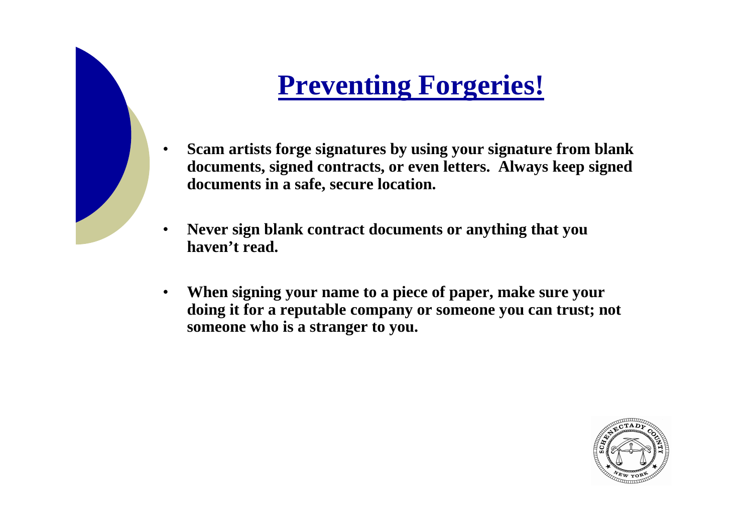# Preventing Forgeries!

- **Scam artists forge signatures by using your signature from blank documents, signed contracts, or even letters. Always keep signed documents in a safe, secure location.**

- **Never sign blank contract documents or anything that you haven't read.**

- **When signing your name to a piece of paper, make sure your doing it for a reputable company or someone you can trust; not someone who is a stranger to you.**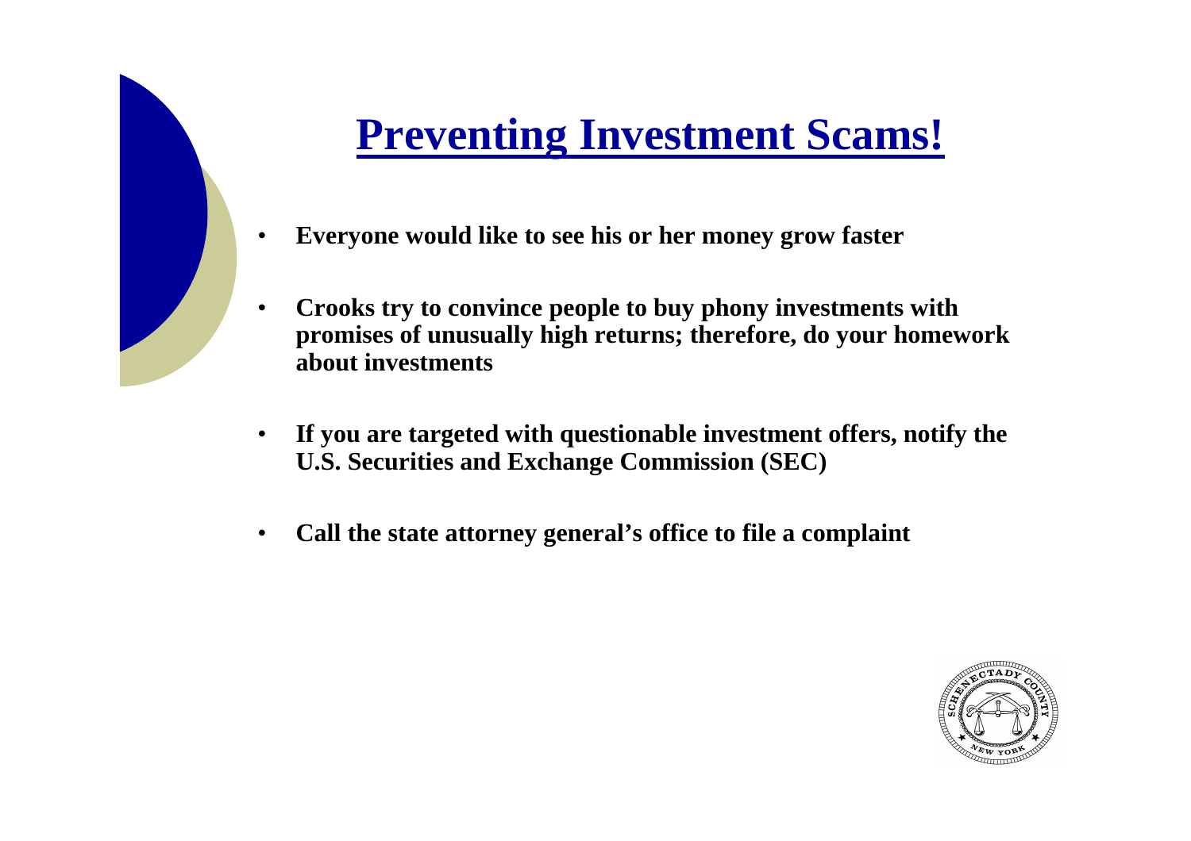# Preventing Investment Scams!

- **Everyone would like to see his or her money grow faster**
- **Crooks try to convince people to buy phony investments with promises of unusually high returns; therefore, do your homework about investments**
- **If you are targeted with questionable investment offers, notify the U.S. Securities and Exchange Commission (SEC)**
- **Call the state attorney general's office to file a complaint**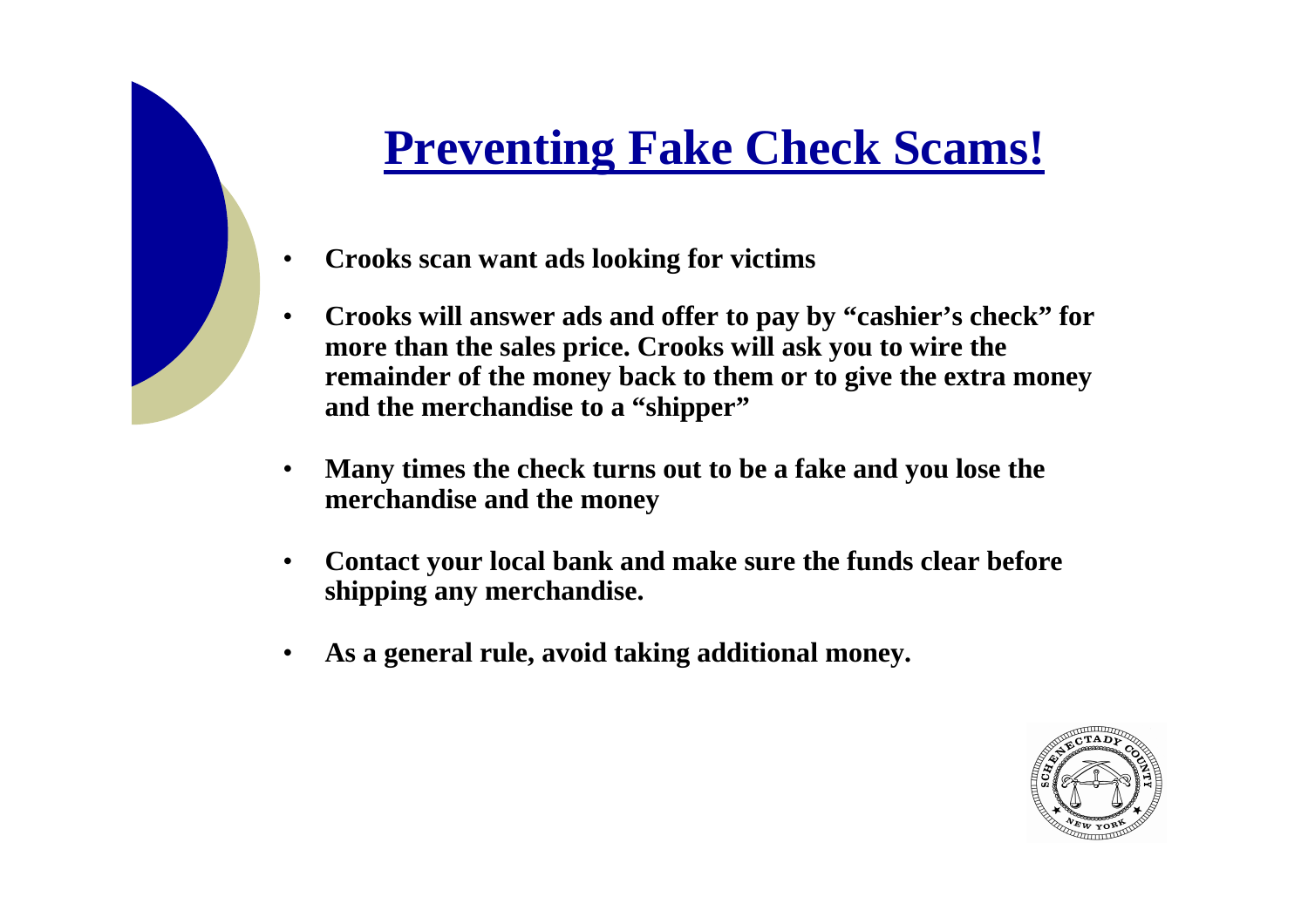# Preventing Fake Check Scams!

- **Crooks scan want ads looking for victims**
- **Crooks will answer ads and offer to pay by "cashier's check" for more than the sales price. Crooks will ask you to wire the remainder of the money back to them or to give the extra money and the merchandise to a "shipper"**
- **Many times the check turns out to be a fake and you lose the merchandise and the money**
- **Contact your local bank and make sure the funds clear before shipping any merchandise.**
- **As a general rule, avoid taking additional money.**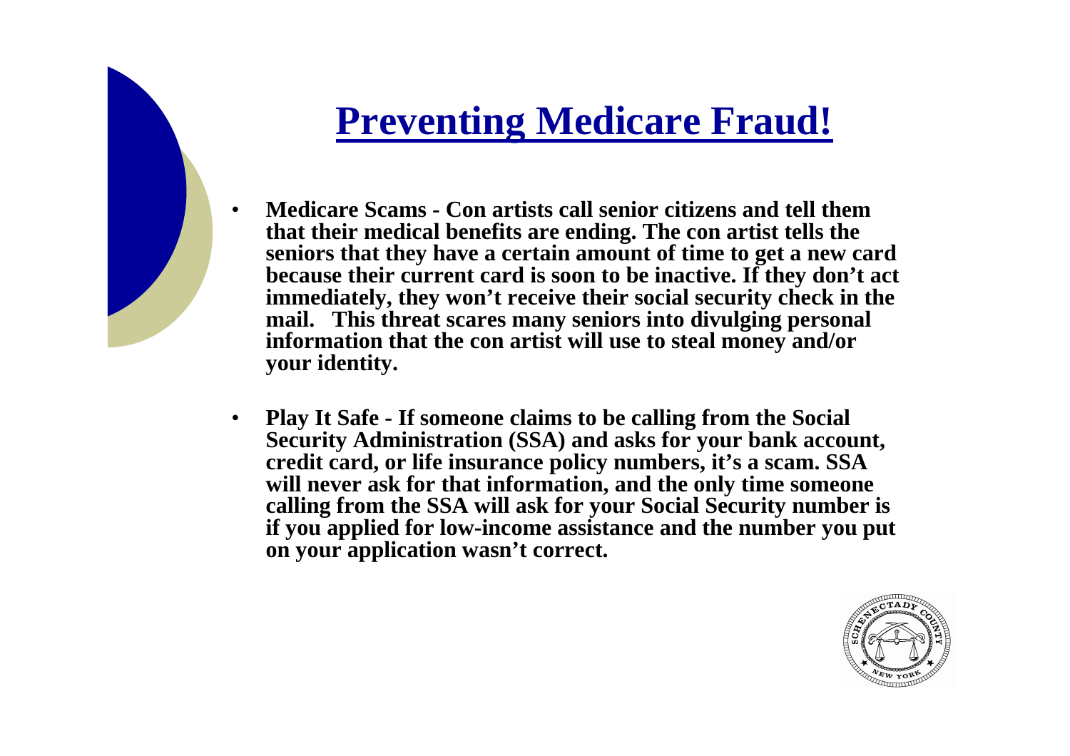# Preventing Medicare Fraud!

- **Medicare Scams - Con artists call senior citizens and tell them that their medical benefits are ending. The con artist tells the seniors that they have a certain amount of time to get a new card because their current card is soon to be inactive. If they don't act immediately, they won't receive their social security check in the mail. This threat scares many seniors into divulging personal information that the con artist will use to steal money and/or your identity.**

- **Play It Safe - If someone claims to be calling from the Social Security Administration (SSA) and asks for your bank account, credit card, or life insurance policy numbers, it's a scam. SSA will never ask for that information, and the only time someone calling from the SSA will ask for your Social Security number is if you applied for low-income assistance and the number you put on your application wasn't correct.**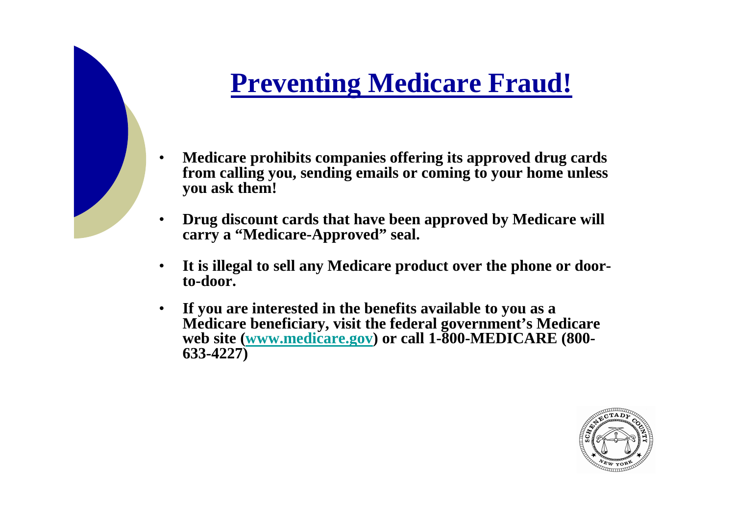# Preventing Medicare Fraud!

- **Medicare prohibits companies offering its approved drug cards from calling you, sending emails or coming to your home unless you ask them!**
- **Drug discount cards that have been approved by Medicare will carry a "Medicare-Approved" seal.**
- **It is illegal to sell any Medicare product over the phone or door-to-door.**
- **If you are interested in the benefits available to you as a Medicare beneficiary, visit the federal government's Medicare web site (www.medicare.gov) or call 1-800-MEDICARE (800-633-4227)**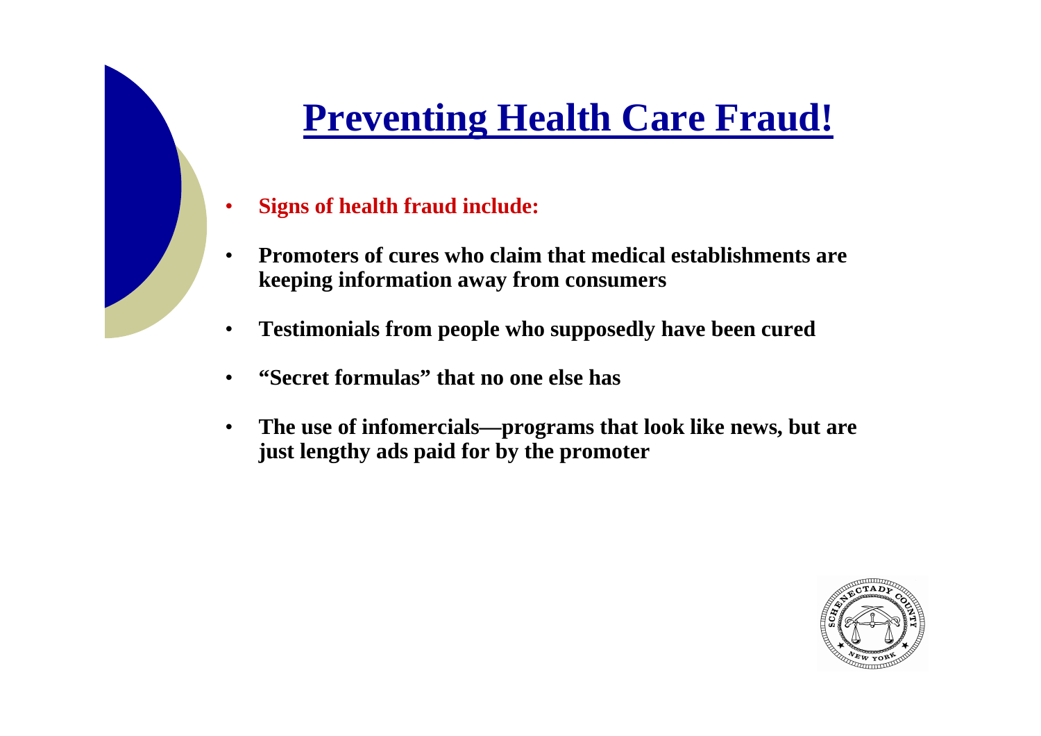# Preventing Health Care Fraud!

- **Signs of health fraud include:**
- **Promoters of cures who claim that medical establishments are keeping information away from consumers**
- **Testimonials from people who supposedly have been cured**
- **"Secret formulas" that no one else has**
- **The use of infomercials—programs that look like news, but are just lengthy ads paid for by the promoter**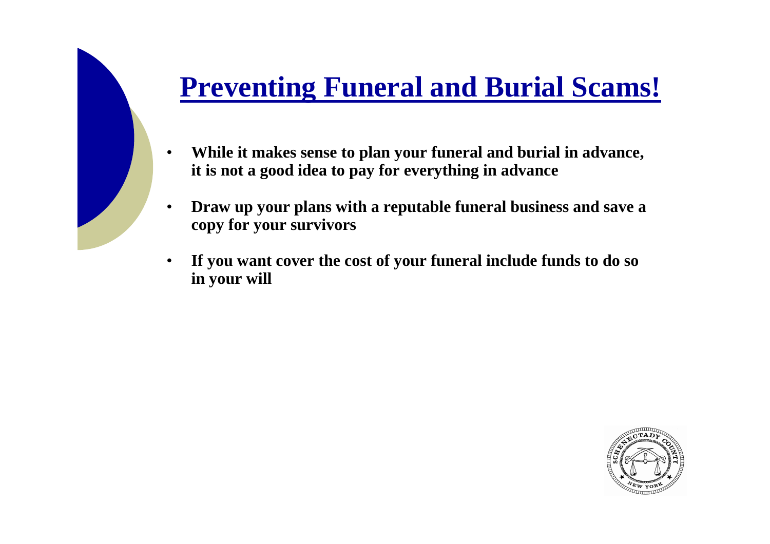# Preventing Funeral and Burial Scams!

- **While it makes sense to plan your funeral and burial in advance, it is not a good idea to pay for everything in advance**
- **Draw up your plans with a reputable funeral business and save a copy for your survivors**
- **If you want cover the cost of your funeral include funds to do so in your will**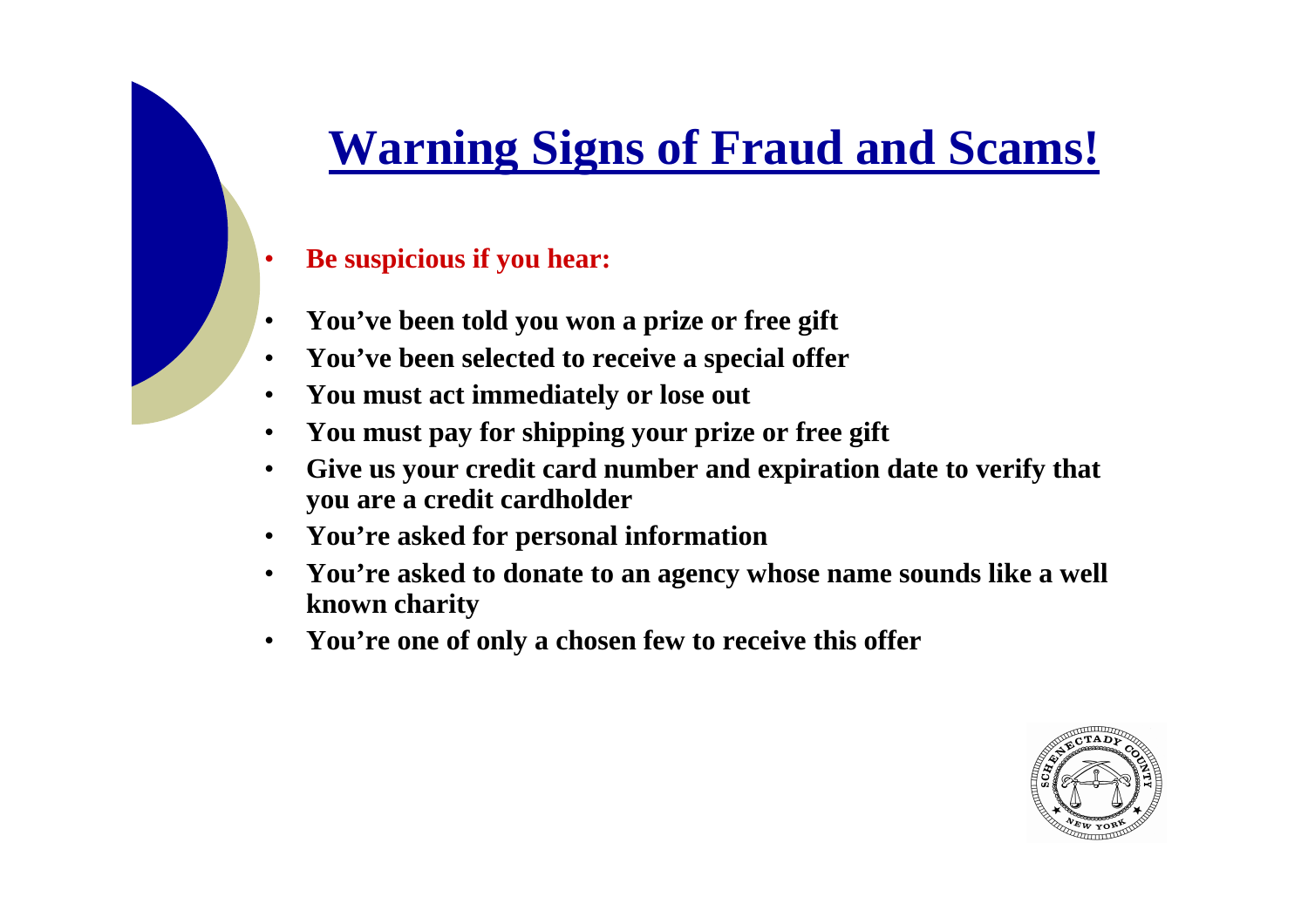# Warning Signs of Fraud and Scams!

- **Be suspicious if you hear:**
- **You've been told you won a prize or free gift**
- **You've been selected to receive a special offer**
- **You must act immediately or lose out**
- **You must pay for shipping your prize or free gift**
- **Give us your credit card number and expiration date to verify that you are a credit cardholder**
- **You're asked for personal information**
- **You're asked to donate to an agency whose name sounds like a well known charity**
- **You're one of only a chosen few to receive this offer**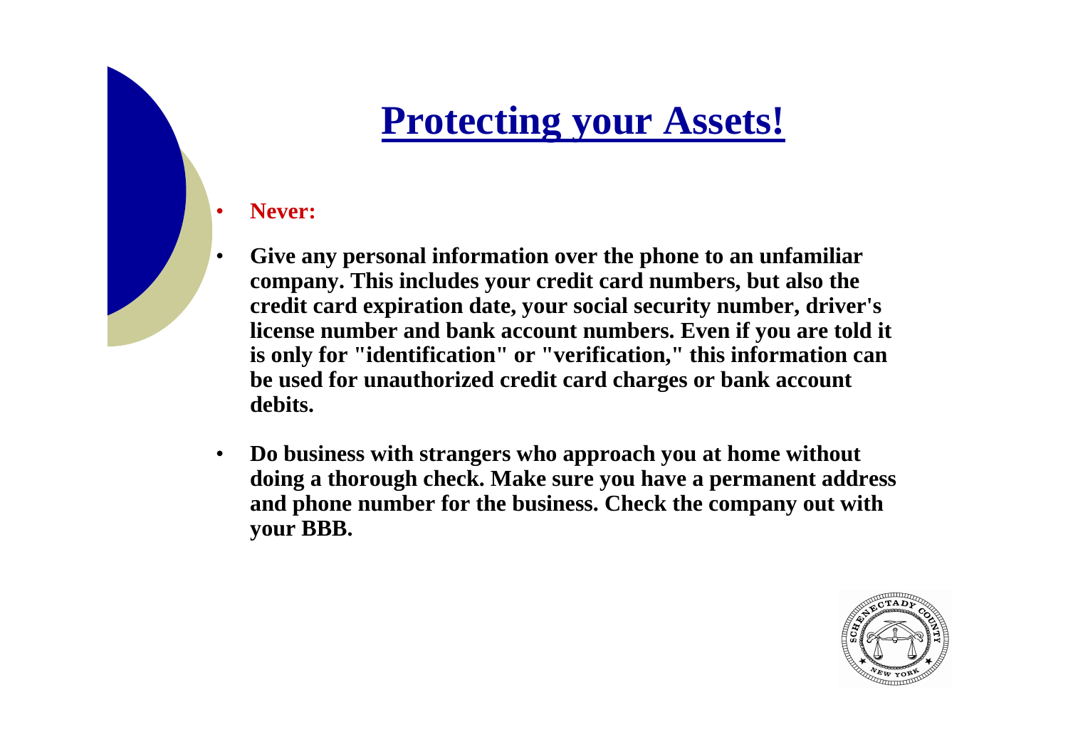# Protecting your Assets!

- **Never:**
- **Give any personal information over the phone to an unfamiliar company. This includes your credit card numbers, but also the credit card expiration date, your social security number, driver's license number and bank account numbers. Even if you are told it is only for "identification" or "verification," this information can be used for unauthorized credit card charges or bank account debits.**
- **Do business with strangers who approach you at home without doing a thorough check. Make sure you have a permanent address and phone number for the business. Check the company out with your BBB.**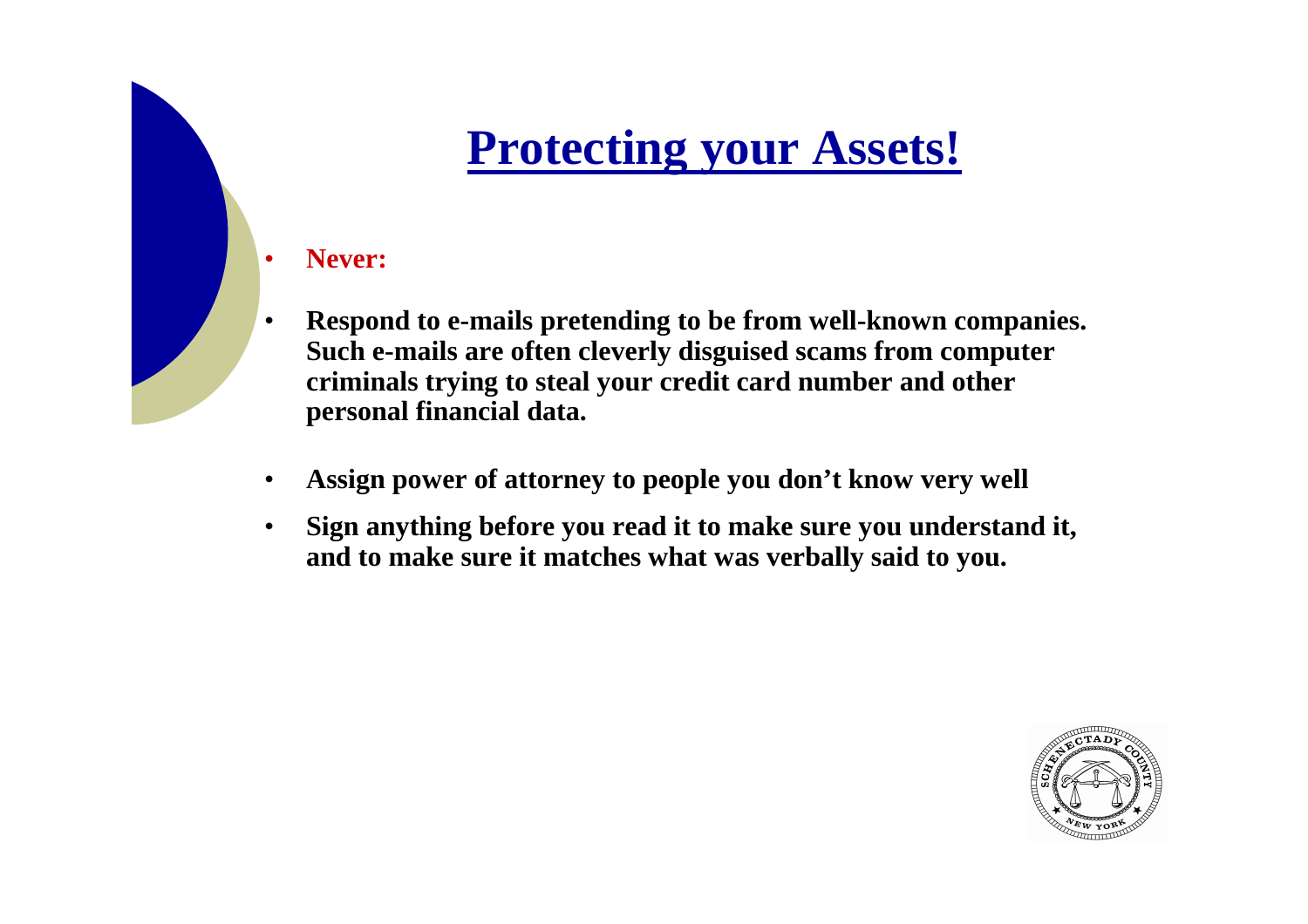# Protecting your Assets!

- **Never:**
- **Respond to e-mails pretending to be from well-known companies. Such e-mails are often cleverly disguised scams from computer criminals trying to steal your credit card number and other personal financial data.**
- **Assign power of attorney to people you don't know very well**
- **Sign anything before you read it to make sure you understand it, and to make sure it matches what was verbally said to you.**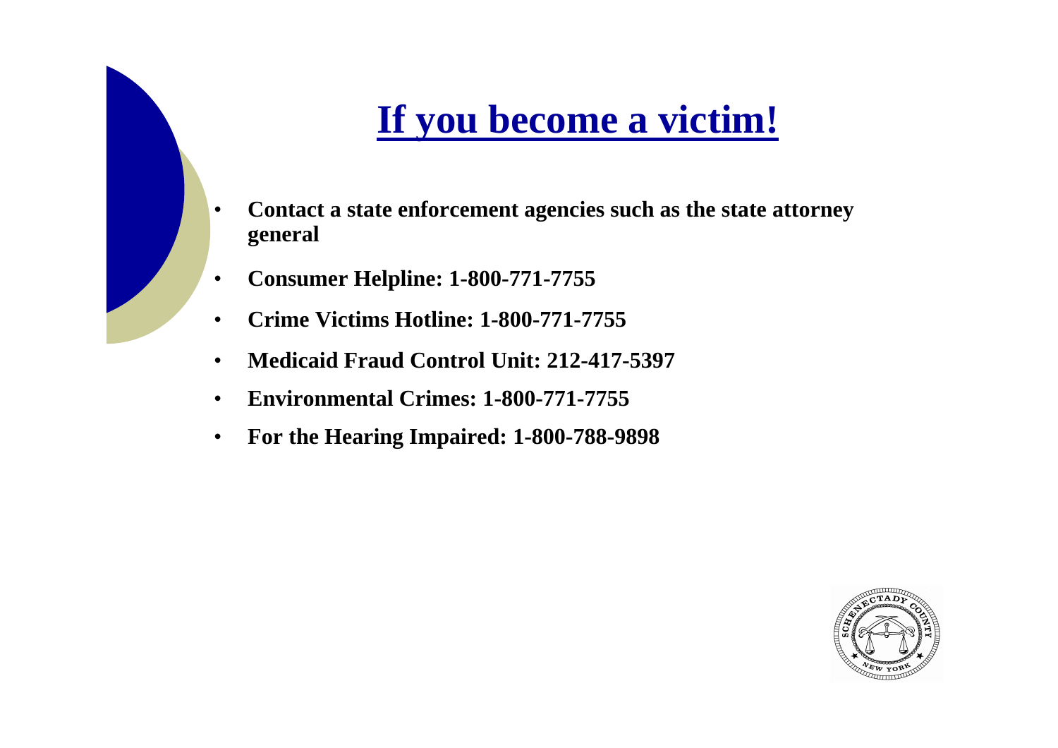# If you become a victim!

- **Contact a state enforcement agencies such as the state attorney general**
- **Consumer Helpline: 1-800-771-7755**
- **Crime Victims Hotline: 1-800-771-7755**
- **Medicaid Fraud Control Unit: 212-417-5397**
- **Environmental Crimes: 1-800-771-7755**
- **For the Hearing Impaired: 1-800-788-9898**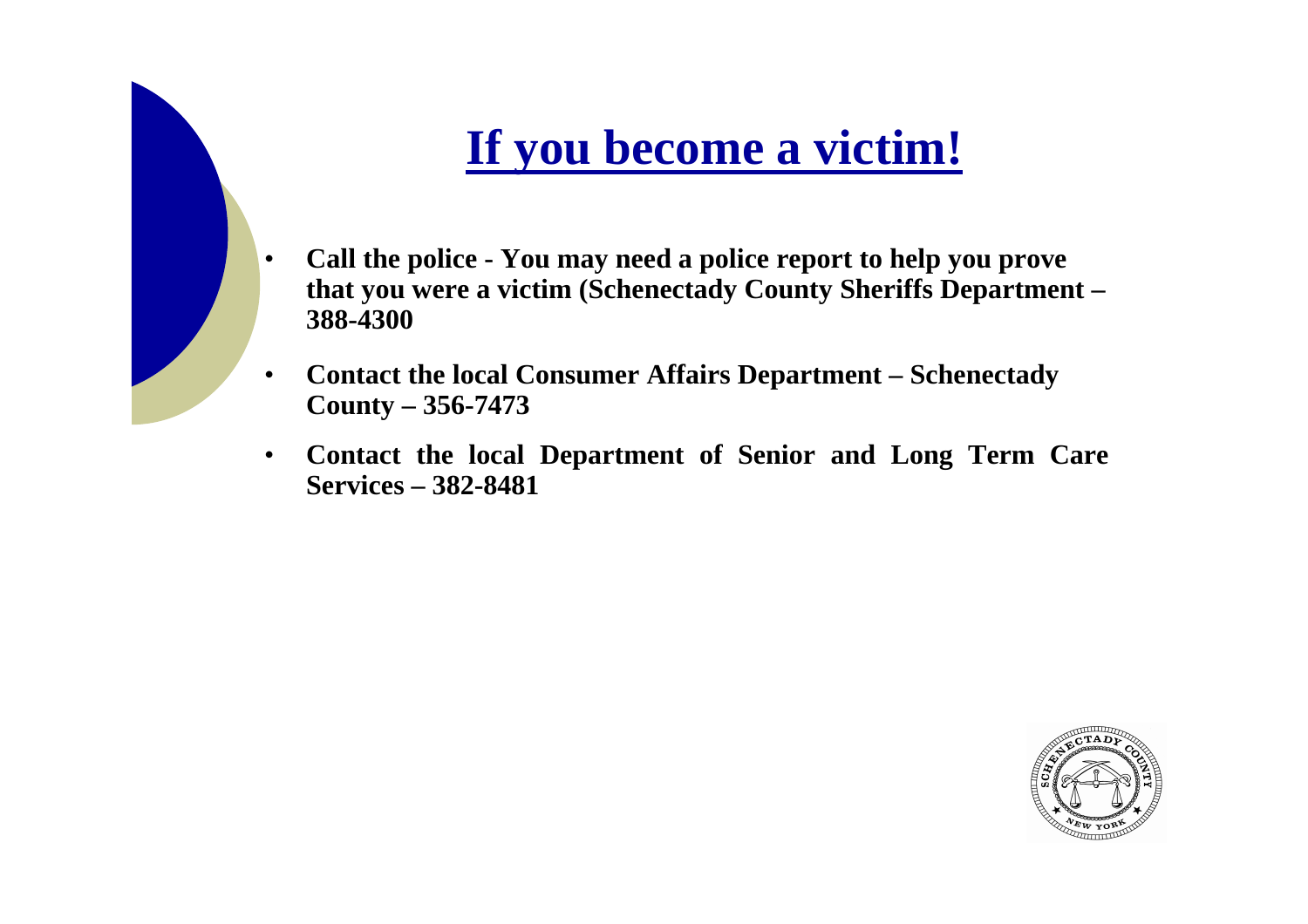# If you become a victim!

- **Call the police - You may need a police report to help you prove that you were a victim (Schenectady County Sheriffs Department – 388-4300**
- **Contact the local Consumer Affairs Department – Schenectady County – 356-7473**
- **Contact the local Department of Senior and Long Term Care Services – 382-8481**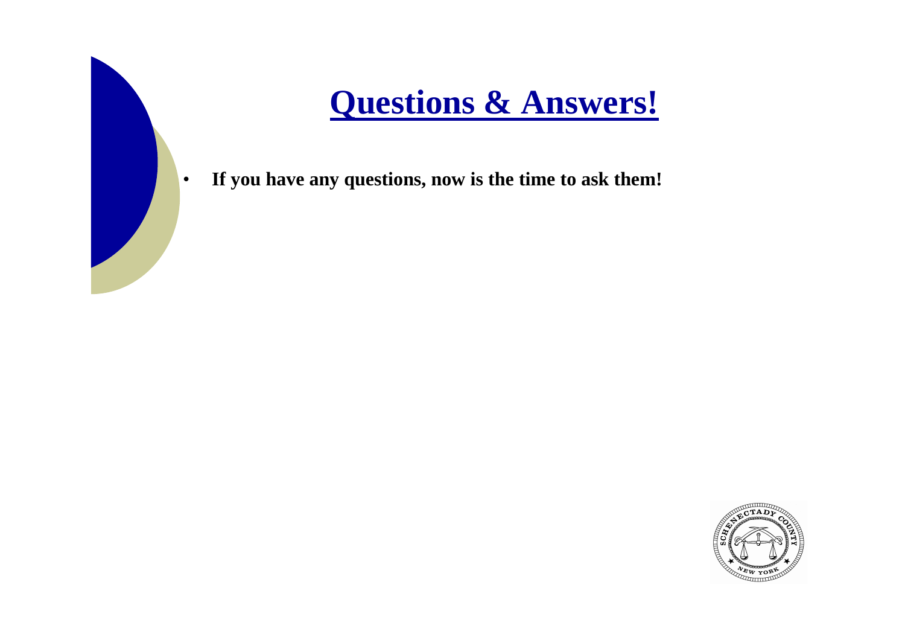# Questions & Answers!

- **If you have any questions, now is the time to ask them!**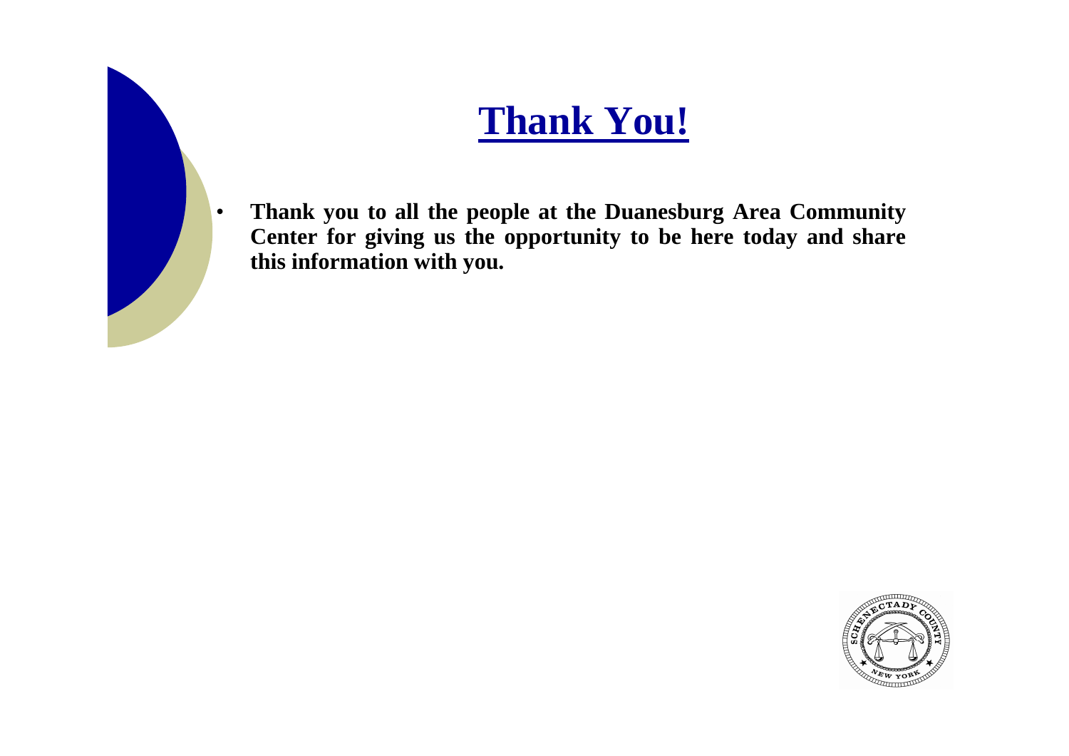# Thank You!

- **Thank you to all the people at the Duanesburg Area Community Center for giving us the opportunity to be here today and share this information with you.**